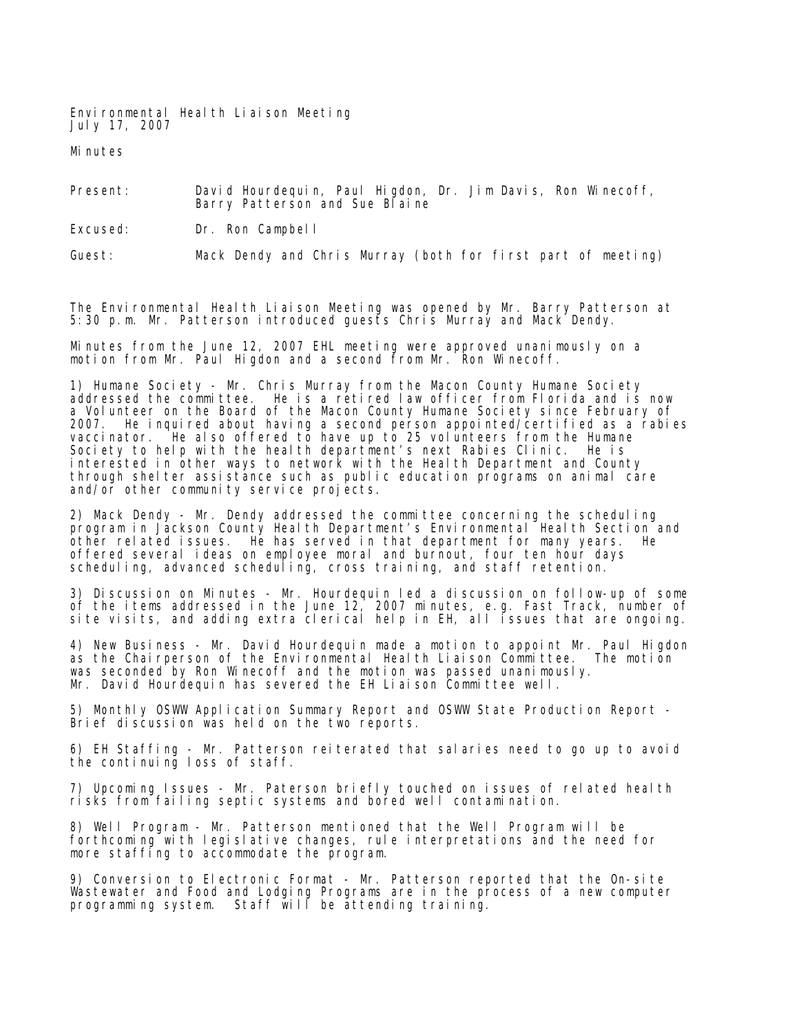Environmental Health Liaison Meeting
July 17, 2007

Minutes

Present: David Hourdequin, Paul Higdon, Dr. Jim Davis, Ron Winecoff, Barry Patterson and Sue Blaine

Excused: Dr. Ron Campbell

Guest: Mack Dendy and Chris Murray (both for first part of meeting)

The Environmental Health Liaison Meeting was opened by Mr. Barry Patterson at 5:30 p.m. Mr. Patterson introduced guests Chris Murray and Mack Dendy.

Minutes from the June 12, 2007 EHL meeting were approved unanimously on a motion from Mr. Paul Higdon and a second from Mr. Ron Winecoff.

1) Humane Society - Mr. Chris Murray from the Macon County Humane Society addressed the committee. He is a retired law officer from Florida and is now a Volunteer on the Board of the Macon County Humane Society since February of 2007. He inquired about having a second person appointed/certified as a rabies vaccinator. He also offered to have up to 25 volunteers from the Humane Society to help with the health department's next Rabies Clinic. He is interested in other ways to network with the Health Department and County through shelter assistance such as public education programs on animal care and/or other community service projects.

2) Mack Dendy - Mr. Dendy addressed the committee concerning the scheduling program in Jackson County Health Department's Environmental Health Section and other related issues. He has served in that department for many years. He offered several ideas on employee moral and burnout, four ten hour days scheduling, advanced scheduling, cross training, and staff retention.

3) Discussion on Minutes - Mr. Hourdequin led a discussion on follow-up of some of the items addressed in the June 12, 2007 minutes, e.g. Fast Track, number of site visits, and adding extra clerical help in EH, all issues that are ongoing.

4) New Business - Mr. David Hourdequin made a motion to appoint Mr. Paul Higdon as the Chairperson of the Environmental Health Liaison Committee. The motion was seconded by Ron Winecoff and the motion was passed unanimously. Mr. David Hourdequin has severed the EH Liaison Committee well.

5) Monthly OSWW Application Summary Report and OSWW State Production Report - Brief discussion was held on the two reports.

6) EH Staffing - Mr. Patterson reiterated that salaries need to go up to avoid the continuing loss of staff.

7) Upcoming Issues - Mr. Paterson briefly touched on issues of related health risks from failing septic systems and bored well contamination.

8) Well Program - Mr. Patterson mentioned that the Well Program will be forthcoming with legislative changes, rule interpretations and the need for more staffing to accommodate the program.

9) Conversion to Electronic Format - Mr. Patterson reported that the On-site Wastewater and Food and Lodging Programs are in the process of a new computer programming system. Staff will be attending training.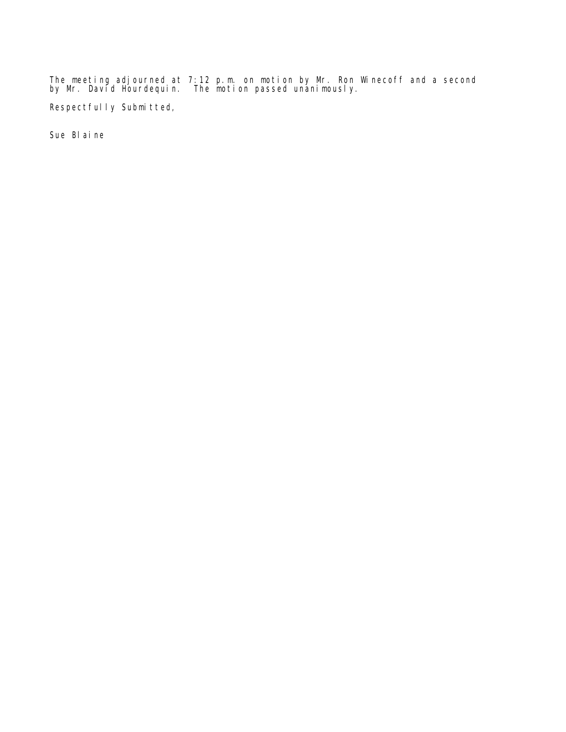The meeting adjourned at 7:12 p.m. on motion by Mr. Ron Winecoff and a second by Mr. David Hourdequin. The motion passed unanimously.

Respectfully Submitted,

Sue Blaine